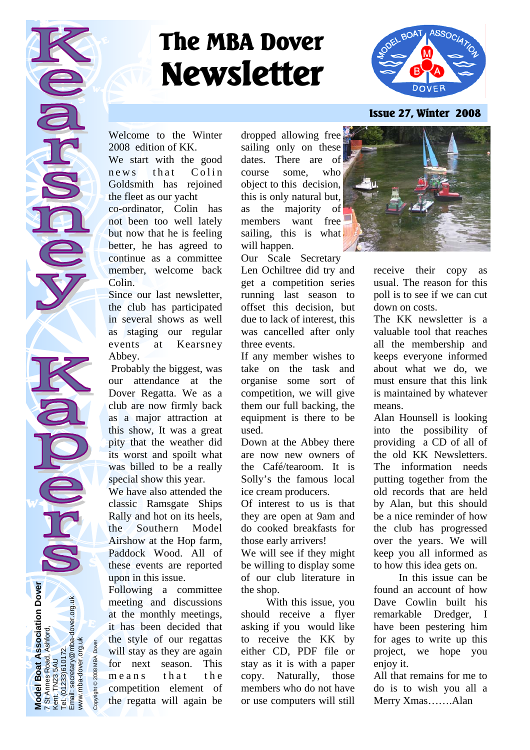# The MBA Dover Newsletter

**Issue 27, Winter 2008**

Kearsney Kapers

**Model Boat Association Dover**
7 St Annes Road, Ashford,
Kent. TN23 5AU
Tel. (01233)610172.
Email: secretary@mba-dover.org.uk
www.mba-dover.org.uk

Copyright © 2008 MBA Dover

Welcome to the Winter 2008 edition of KK.

We start with the good news that Colin Goldsmith has rejoined the fleet as our yacht co-ordinator, Colin has not been too well lately but now that he is feeling better, he has agreed to continue as a committee member, welcome back Colin.

Since our last newsletter, the club has participated in several shows as well as staging our regular events at Kearsney Abbey.

Probably the biggest, was our attendance at the Dover Regatta. We as a club are now firmly back as a major attraction at this show, It was a great pity that the weather did its worst and spoilt what was billed to be a really special show this year.

We have also attended the classic Ramsgate Ships Rally and hot on its heels, the Southern Model Airshow at the Hop farm, Paddock Wood. All of these events are reported upon in this issue.

Following a committee meeting and discussions at the monthly meetings, it has been decided that the style of our regattas will stay as they are again for next season. This means that the competition element of the regatta will again be dropped allowing free sailing only on these dates. There are of course some, who object to this decision, this is only natural but, as the majority of members want free sailing, this is what will happen.

Our Scale Secretary Len Ochiltree did try and get a competition series running last season to offset this decision, but due to lack of interest, this was cancelled after only three events.

If any member wishes to take on the task and organise some sort of competition, we will give them our full backing, the equipment is there to be used.

Down at the Abbey there are now new owners of the Café/tearoom. It is Solly's the famous local ice cream producers.

Of interest to us is that they are open at 9am and do cooked breakfasts for those early arrivers!

We will see if they might be willing to display some of our club literature in the shop.

With this issue, you should receive a flyer asking if you would like to receive the KK by either CD, PDF file or stay as it is with a paper copy. Naturally, those members who do not have or use computers will still receive their copy as usual. The reason for this poll is to see if we can cut down on costs.

The KK newsletter is a valuable tool that reaches all the membership and keeps everyone informed about what we do, we must ensure that this link is maintained by whatever means.

Alan Hounsell is looking into the possibility of providing a CD of all of the old KK Newsletters. The information needs putting together from the old records that are held by Alan, but this should be a nice reminder of how the club has progressed over the years. We will keep you all informed as to how this idea gets on.

In this issue can be found an account of how Dave Cowlin built his remarkable Dredger, I have been pestering him for ages to write up this project, we hope you enjoy it.

All that remains for me to do is to wish you all a Merry Xmas…….Alan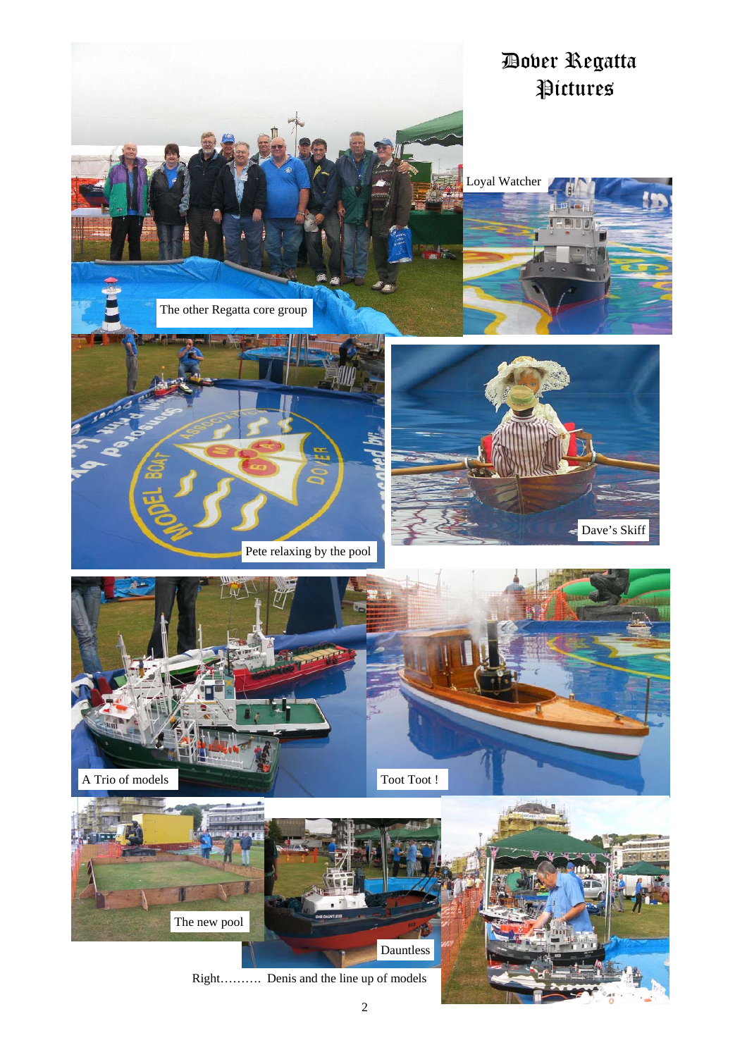# Dover Regatta Pictures

The other Regatta core group

Loyal Watcher

Pete relaxing by the pool

Dave's Skiff

A Trio of models

Toot Toot !

The new pool

Dauntless

Right………. Denis and the line up of models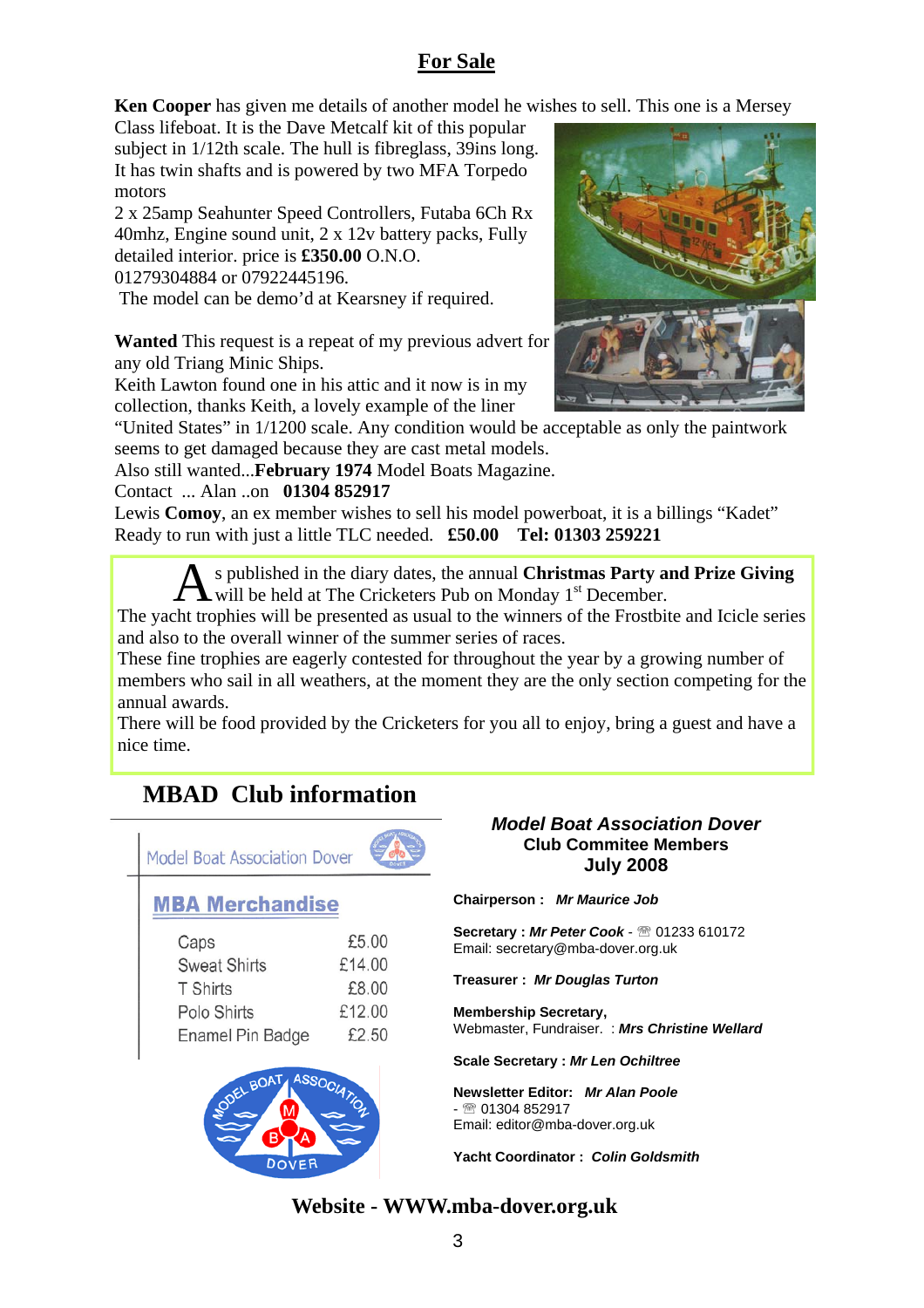## For Sale

**Ken Cooper** has given me details of another model he wishes to sell. This one is a Mersey Class lifeboat. It is the Dave Metcalf kit of this popular subject in 1/12th scale. The hull is fibreglass, 39ins long. It has twin shafts and is powered by two MFA Torpedo motors
2 x 25amp Seahunter Speed Controllers, Futaba 6Ch Rx 40mhz, Engine sound unit, 2 x 12v battery packs, Fully detailed interior. price is **£350.00** O.N.O.
01279304884 or 07922445196.
The model can be demo'd at Kearsney if required.

**Wanted** This request is a repeat of my previous advert for any old Triang Minic Ships.
Keith Lawton found one in his attic and it now is in my collection, thanks Keith, a lovely example of the liner "United States" in 1/1200 scale. Any condition would be acceptable as only the paintwork seems to get damaged because they are cast metal models.
Also still wanted...**February 1974** Model Boats Magazine.
Contact ... Alan ..on **01304 852917**

Lewis **Comoy**, an ex member wishes to sell his model powerboat, it is a billings "Kadet" Ready to run with just a little TLC needed. **£50.00 Tel: 01303 259221**

As published in the diary dates, the annual **Christmas Party and Prize Giving** will be held at The Cricketers Pub on Monday 1st December.
The yacht trophies will be presented as usual to the winners of the Frostbite and Icicle series and also to the overall winner of the summer series of races.
These fine trophies are eagerly contested for throughout the year by a growing number of members who sail in all weathers, at the moment they are the only section competing for the annual awards.
There will be food provided by the Cricketers for you all to enjoy, bring a guest and have a nice time.

## MBAD Club information

Model Boat Association Dover

### MBA Merchandise

| | |
|---|---|
| Caps | £5.00 |
| Sweat Shirts | £14.00 |
| T Shirts | £8.00 |
| Polo Shirts | £12.00 |
| Enamel Pin Badge | £2.50 |

***Model Boat Association Dover***
**Club Commitee Members**
**July 2008**

**Chairperson :** ***Mr Maurice Job***

**Secretary :** ***Mr Peter Cook*** - ☏ 01233 610172
Email: secretary@mba-dover.org.uk

**Treasurer :** ***Mr Douglas Turton***

**Membership Secretary,**
Webmaster, Fundraiser. : ***Mrs Christine Wellard***

**Scale Secretary :** ***Mr Len Ochiltree***

**Newsletter Editor:** ***Mr Alan Poole***
- ☏ 01304 852917
Email: editor@mba-dover.org.uk

**Yacht Coordinator :** ***Colin Goldsmith***

**Website - WWW.mba-dover.org.uk**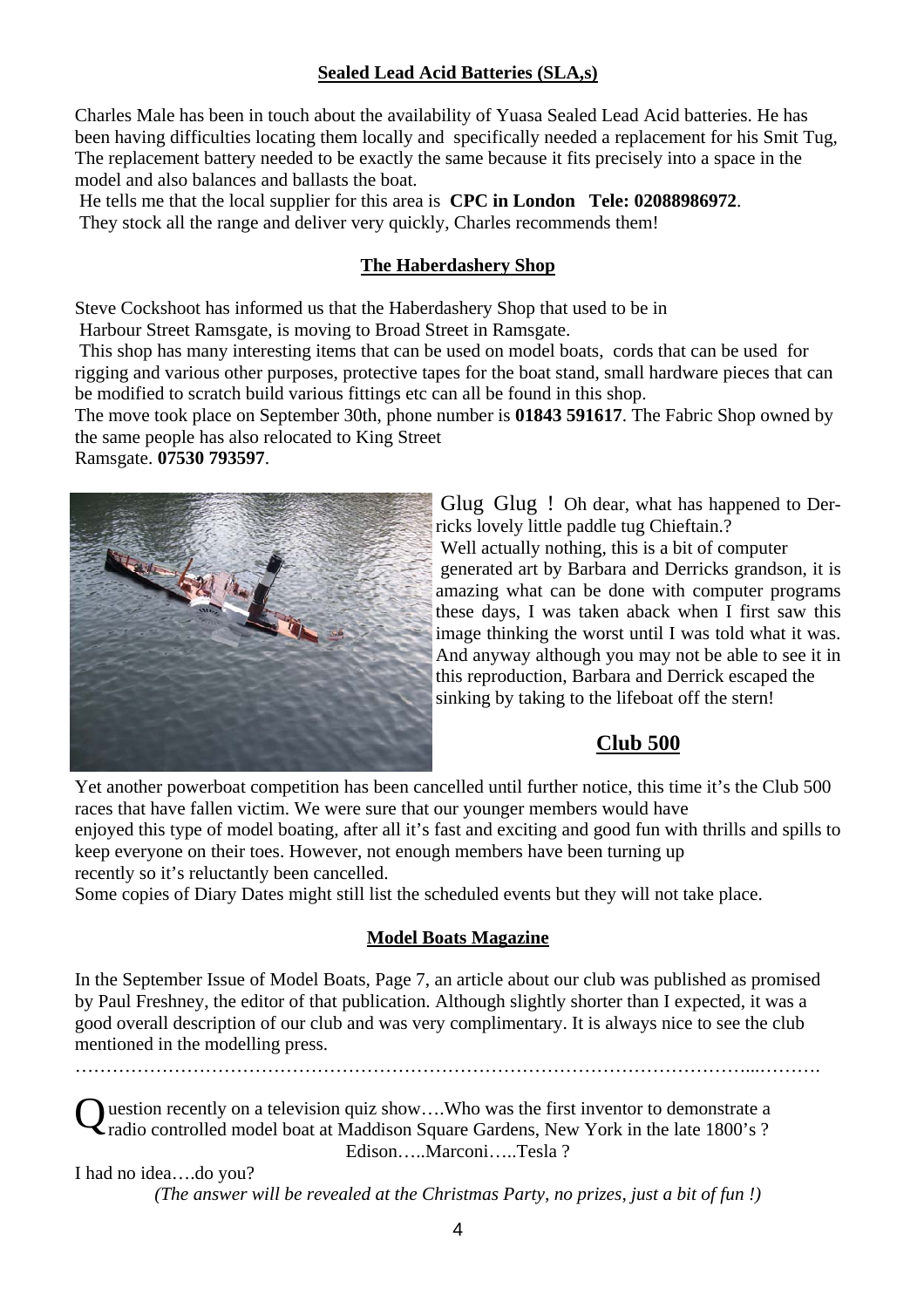### Sealed Lead Acid Batteries (SLA,s)

Charles Male has been in touch about the availability of Yuasa Sealed Lead Acid batteries. He has been having difficulties locating them locally and specifically needed a replacement for his Smit Tug, The replacement battery needed to be exactly the same because it fits precisely into a space in the model and also balances and ballasts the boat.
He tells me that the local supplier for this area is **CPC in London Tele: 02088986972**.
They stock all the range and deliver very quickly, Charles recommends them!

### The Haberdashery Shop

Steve Cockshoot has informed us that the Haberdashery Shop that used to be in Harbour Street Ramsgate, is moving to Broad Street in Ramsgate.
This shop has many interesting items that can be used on model boats, cords that can be used for rigging and various other purposes, protective tapes for the boat stand, small hardware pieces that can be modified to scratch build various fittings etc can all be found in this shop.
The move took place on September 30th, phone number is **01843 591617**. The Fabric Shop owned by the same people has also relocated to King Street Ramsgate. **07530 793597**.

Glug Glug ! Oh dear, what has happened to Derricks lovely little paddle tug Chieftain.?
Well actually nothing, this is a bit of computer generated art by Barbara and Derricks grandson, it is amazing what can be done with computer programs these days, I was taken aback when I first saw this image thinking the worst until I was told what it was. And anyway although you may not be able to see it in this reproduction, Barbara and Derrick escaped the sinking by taking to the lifeboat off the stern!

## Club 500

Yet another powerboat competition has been cancelled until further notice, this time it's the Club 500 races that have fallen victim. We were sure that our younger members would have enjoyed this type of model boating, after all it's fast and exciting and good fun with thrills and spills to keep everyone on their toes. However, not enough members have been turning up recently so it's reluctantly been cancelled.
Some copies of Diary Dates might still list the scheduled events but they will not take place.

### Model Boats Magazine

In the September Issue of Model Boats, Page 7, an article about our club was published as promised by Paul Freshney, the editor of that publication. Although slightly shorter than I expected, it was a good overall description of our club and was very complimentary. It is always nice to see the club mentioned in the modelling press.

…………………………………………………………………………………………………...……….

Question recently on a television quiz show….Who was the first inventor to demonstrate a radio controlled model boat at Maddison Square Gardens, New York in the late 1800's ?

Edison…..Marconi…..Tesla ?

I had no idea….do you?

*(The answer will be revealed at the Christmas Party, no prizes, just a bit of fun !)*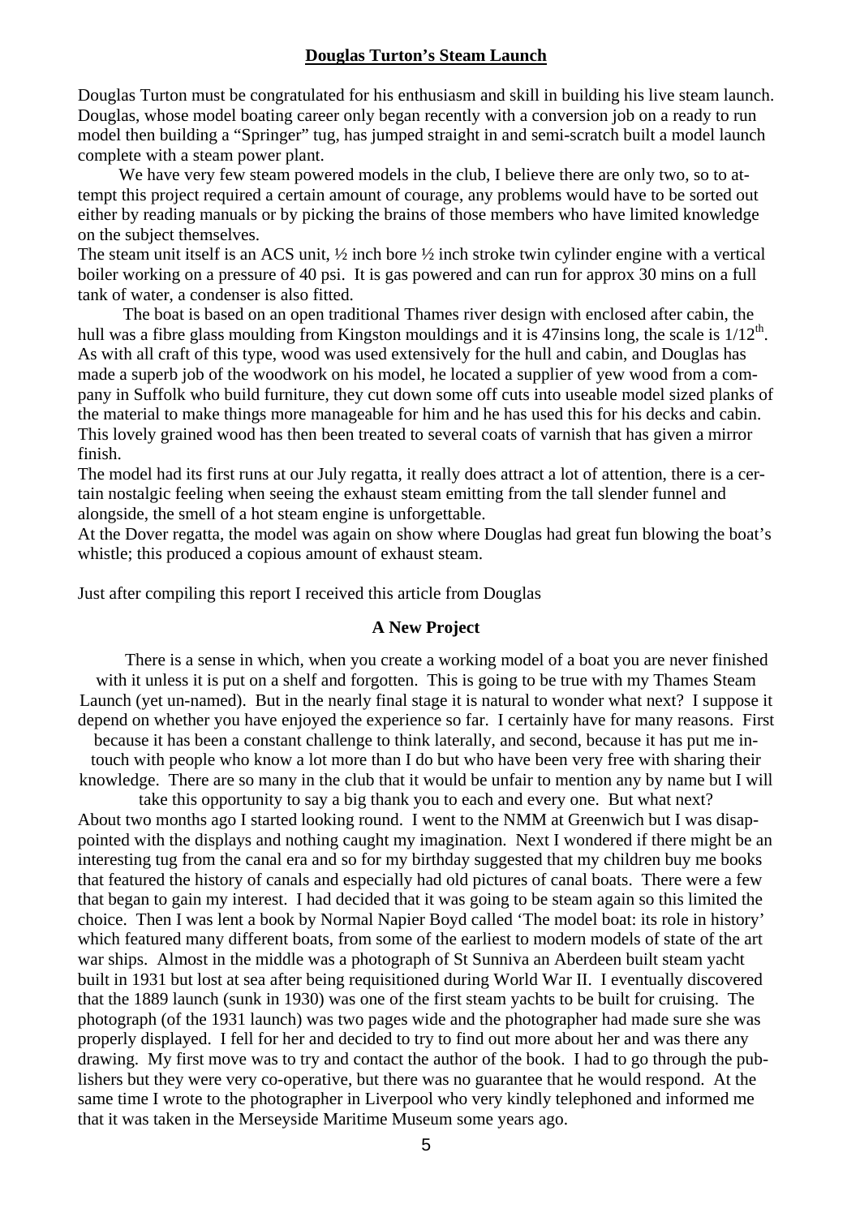## Douglas Turton's Steam Launch

Douglas Turton must be congratulated for his enthusiasm and skill in building his live steam launch. Douglas, whose model boating career only began recently with a conversion job on a ready to run model then building a "Springer" tug, has jumped straight in and semi-scratch built a model launch complete with a steam power plant.

We have very few steam powered models in the club, I believe there are only two, so to attempt this project required a certain amount of courage, any problems would have to be sorted out either by reading manuals or by picking the brains of those members who have limited knowledge on the subject themselves.

The steam unit itself is an ACS unit, ½ inch bore ½ inch stroke twin cylinder engine with a vertical boiler working on a pressure of 40 psi. It is gas powered and can run for approx 30 mins on a full tank of water, a condenser is also fitted.

The boat is based on an open traditional Thames river design with enclosed after cabin, the hull was a fibre glass moulding from Kingston mouldings and it is 47insins long, the scale is 1/12th. As with all craft of this type, wood was used extensively for the hull and cabin, and Douglas has made a superb job of the woodwork on his model, he located a supplier of yew wood from a company in Suffolk who build furniture, they cut down some off cuts into useable model sized planks of the material to make things more manageable for him and he has used this for his decks and cabin. This lovely grained wood has then been treated to several coats of varnish that has given a mirror finish.

The model had its first runs at our July regatta, it really does attract a lot of attention, there is a certain nostalgic feeling when seeing the exhaust steam emitting from the tall slender funnel and alongside, the smell of a hot steam engine is unforgettable.

At the Dover regatta, the model was again on show where Douglas had great fun blowing the boat's whistle; this produced a copious amount of exhaust steam.

Just after compiling this report I received this article from Douglas

### A New Project

There is a sense in which, when you create a working model of a boat you are never finished with it unless it is put on a shelf and forgotten. This is going to be true with my Thames Steam Launch (yet un-named). But in the nearly final stage it is natural to wonder what next? I suppose it depend on whether you have enjoyed the experience so far. I certainly have for many reasons. First because it has been a constant challenge to think laterally, and second, because it has put me in-touch with people who know a lot more than I do but who have been very free with sharing their knowledge. There are so many in the club that it would be unfair to mention any by name but I will take this opportunity to say a big thank you to each and every one. But what next?

About two months ago I started looking round. I went to the NMM at Greenwich but I was disappointed with the displays and nothing caught my imagination. Next I wondered if there might be an interesting tug from the canal era and so for my birthday suggested that my children buy me books that featured the history of canals and especially had old pictures of canal boats. There were a few that began to gain my interest. I had decided that it was going to be steam again so this limited the choice. Then I was lent a book by Normal Napier Boyd called 'The model boat: its role in history' which featured many different boats, from some of the earliest to modern models of state of the art war ships. Almost in the middle was a photograph of St Sunniva an Aberdeen built steam yacht built in 1931 but lost at sea after being requisitioned during World War II. I eventually discovered that the 1889 launch (sunk in 1930) was one of the first steam yachts to be built for cruising. The photograph (of the 1931 launch) was two pages wide and the photographer had made sure she was properly displayed. I fell for her and decided to try to find out more about her and was there any drawing. My first move was to try and contact the author of the book. I had to go through the publishers but they were very co-operative, but there was no guarantee that he would respond. At the same time I wrote to the photographer in Liverpool who very kindly telephoned and informed me that it was taken in the Merseyside Maritime Museum some years ago.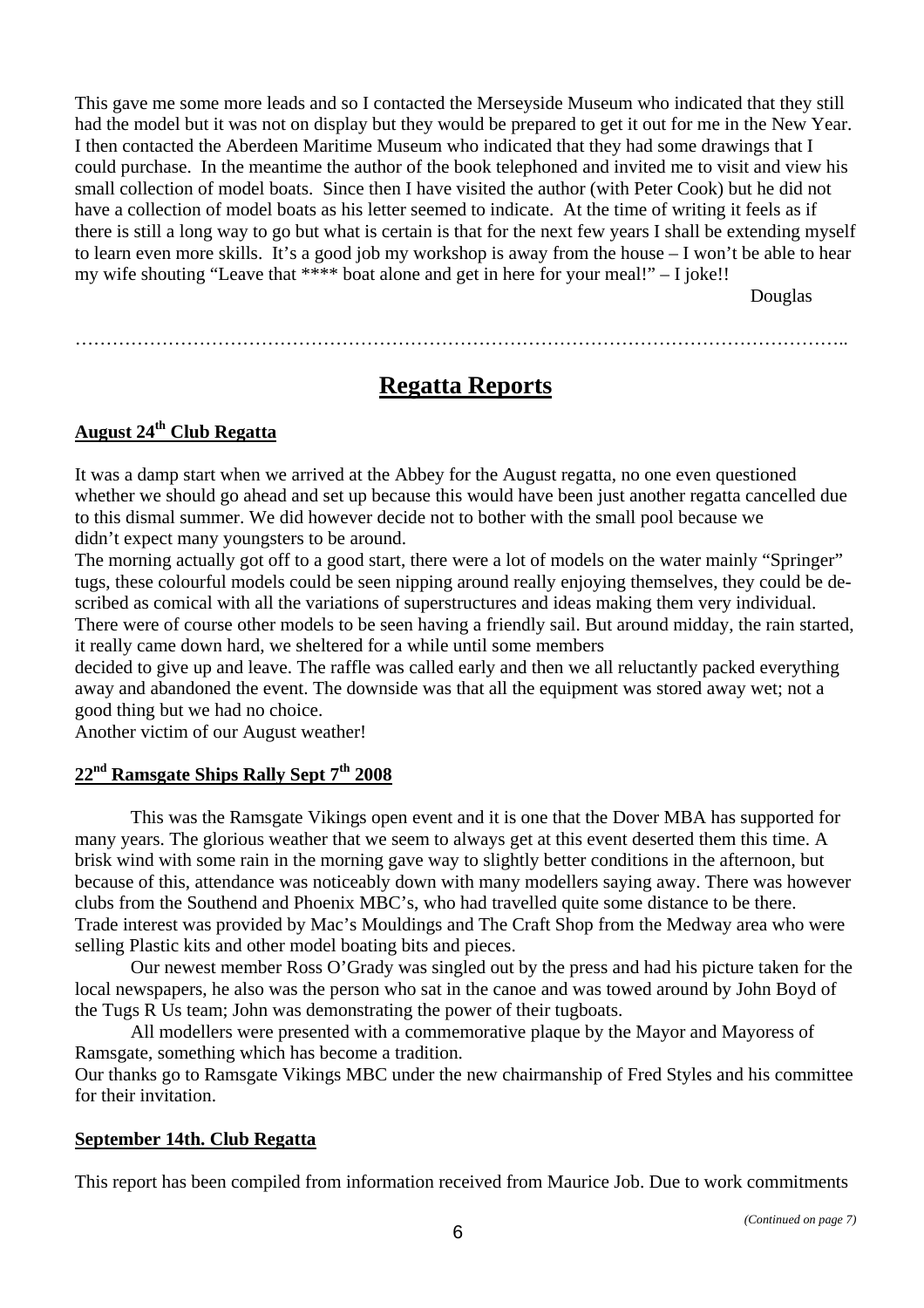This gave me some more leads and so I contacted the Merseyside Museum who indicated that they still had the model but it was not on display but they would be prepared to get it out for me in the New Year. I then contacted the Aberdeen Maritime Museum who indicated that they had some drawings that I could purchase. In the meantime the author of the book telephoned and invited me to visit and view his small collection of model boats. Since then I have visited the author (with Peter Cook) but he did not have a collection of model boats as his letter seemed to indicate. At the time of writing it feels as if there is still a long way to go but what is certain is that for the next few years I shall be extending myself to learn even more skills. It's a good job my workshop is away from the house – I won't be able to hear my wife shouting "Leave that **** boat alone and get in here for your meal!" – I joke!!

Douglas

…………………………………………………………………………………………………………..

# Regatta Reports

## August 24th Club Regatta

It was a damp start when we arrived at the Abbey for the August regatta, no one even questioned whether we should go ahead and set up because this would have been just another regatta cancelled due to this dismal summer. We did however decide not to bother with the small pool because we didn't expect many youngsters to be around.

The morning actually got off to a good start, there were a lot of models on the water mainly "Springer" tugs, these colourful models could be seen nipping around really enjoying themselves, they could be described as comical with all the variations of superstructures and ideas making them very individual. There were of course other models to be seen having a friendly sail. But around midday, the rain started, it really came down hard, we sheltered for a while until some members decided to give up and leave. The raffle was called early and then we all reluctantly packed everything away and abandoned the event. The downside was that all the equipment was stored away wet; not a good thing but we had no choice.

Another victim of our August weather!

## 22nd Ramsgate Ships Rally Sept 7th 2008

This was the Ramsgate Vikings open event and it is one that the Dover MBA has supported for many years. The glorious weather that we seem to always get at this event deserted them this time. A brisk wind with some rain in the morning gave way to slightly better conditions in the afternoon, but because of this, attendance was noticeably down with many modellers saying away. There was however clubs from the Southend and Phoenix MBC's, who had travelled quite some distance to be there. Trade interest was provided by Mac's Mouldings and The Craft Shop from the Medway area who were selling Plastic kits and other model boating bits and pieces.

Our newest member Ross O'Grady was singled out by the press and had his picture taken for the local newspapers, he also was the person who sat in the canoe and was towed around by John Boyd of the Tugs R Us team; John was demonstrating the power of their tugboats.

All modellers were presented with a commemorative plaque by the Mayor and Mayoress of Ramsgate, something which has become a tradition.

Our thanks go to Ramsgate Vikings MBC under the new chairmanship of Fred Styles and his committee for their invitation.

## September 14th. Club Regatta

This report has been compiled from information received from Maurice Job. Due to work commitments

*(Continued on page 7)*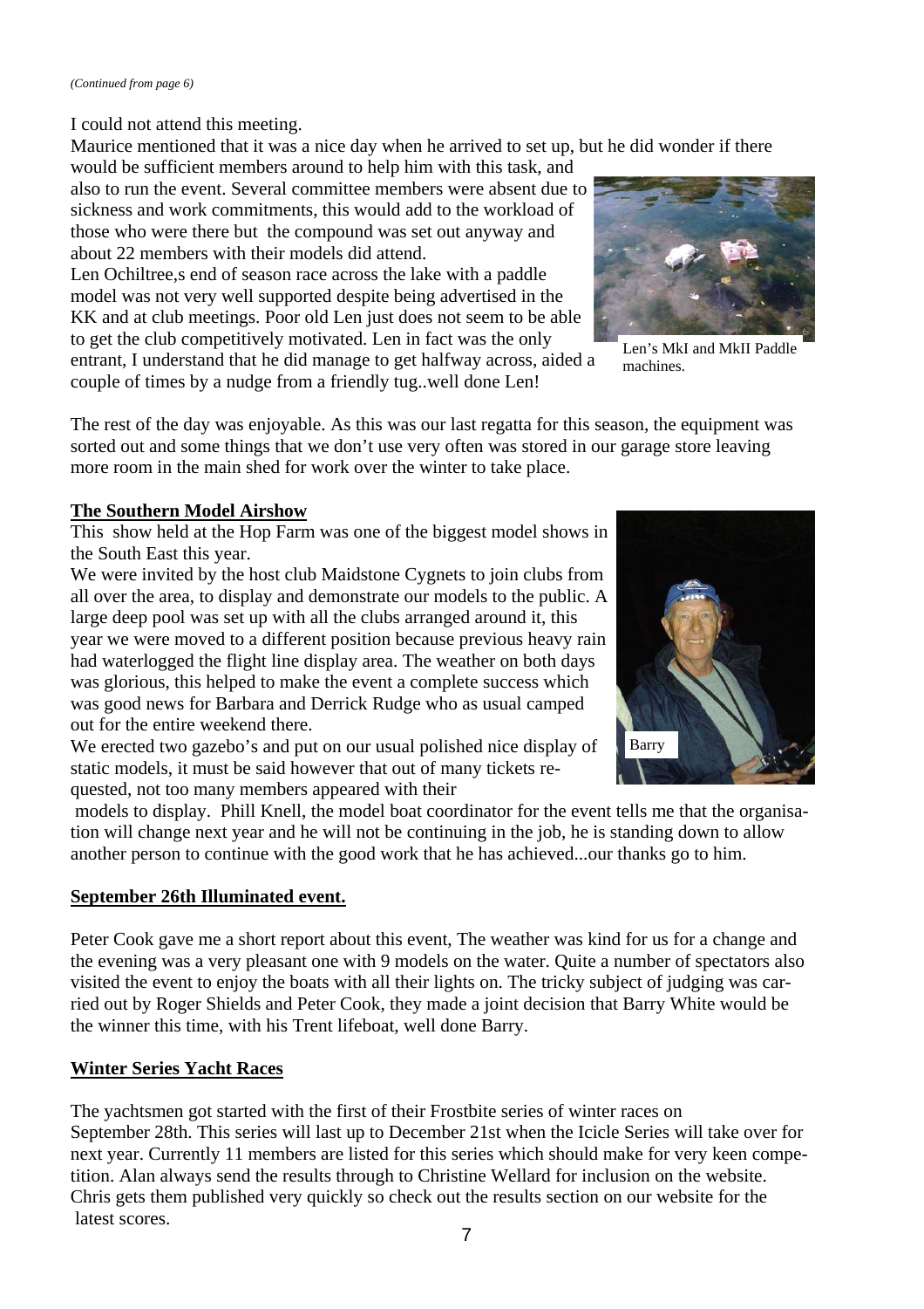*(Continued from page 6)*

I could not attend this meeting.

Maurice mentioned that it was a nice day when he arrived to set up, but he did wonder if there would be sufficient members around to help him with this task, and also to run the event. Several committee members were absent due to sickness and work commitments, this would add to the workload of those who were there but the compound was set out anyway and about 22 members with their models did attend.

Len Ochiltree,s end of season race across the lake with a paddle model was not very well supported despite being advertised in the KK and at club meetings. Poor old Len just does not seem to be able to get the club competitively motivated. Len in fact was the only entrant, I understand that he did manage to get halfway across, aided a couple of times by a nudge from a friendly tug..well done Len!

Len's MkI and MkII Paddle machines.

The rest of the day was enjoyable. As this was our last regatta for this season, the equipment was sorted out and some things that we don't use very often was stored in our garage store leaving more room in the main shed for work over the winter to take place.

**The Southern Model Airshow**

This show held at the Hop Farm was one of the biggest model shows in the South East this year.

We were invited by the host club Maidstone Cygnets to join clubs from all over the area, to display and demonstrate our models to the public. A large deep pool was set up with all the clubs arranged around it, this year we were moved to a different position because previous heavy rain had waterlogged the flight line display area. The weather on both days was glorious, this helped to make the event a complete success which was good news for Barbara and Derrick Rudge who as usual camped out for the entire weekend there.

We erected two gazebo's and put on our usual polished nice display of static models, it must be said however that out of many tickets requested, not too many members appeared with their models to display. Phill Knell, the model boat coordinator for the event tells me that the organisation will change next year and he will not be continuing in the job, he is standing down to allow another person to continue with the good work that he has achieved...our thanks go to him.

Barry

**September 26th Illuminated event.**

Peter Cook gave me a short report about this event, The weather was kind for us for a change and the evening was a very pleasant one with 9 models on the water. Quite a number of spectators also visited the event to enjoy the boats with all their lights on. The tricky subject of judging was carried out by Roger Shields and Peter Cook, they made a joint decision that Barry White would be the winner this time, with his Trent lifeboat, well done Barry.

**Winter Series Yacht Races**

The yachtsmen got started with the first of their Frostbite series of winter races on September 28th. This series will last up to December 21st when the Icicle Series will take over for next year. Currently 11 members are listed for this series which should make for very keen competition. Alan always send the results through to Christine Wellard for inclusion on the website. Chris gets them published very quickly so check out the results section on our website for the latest scores.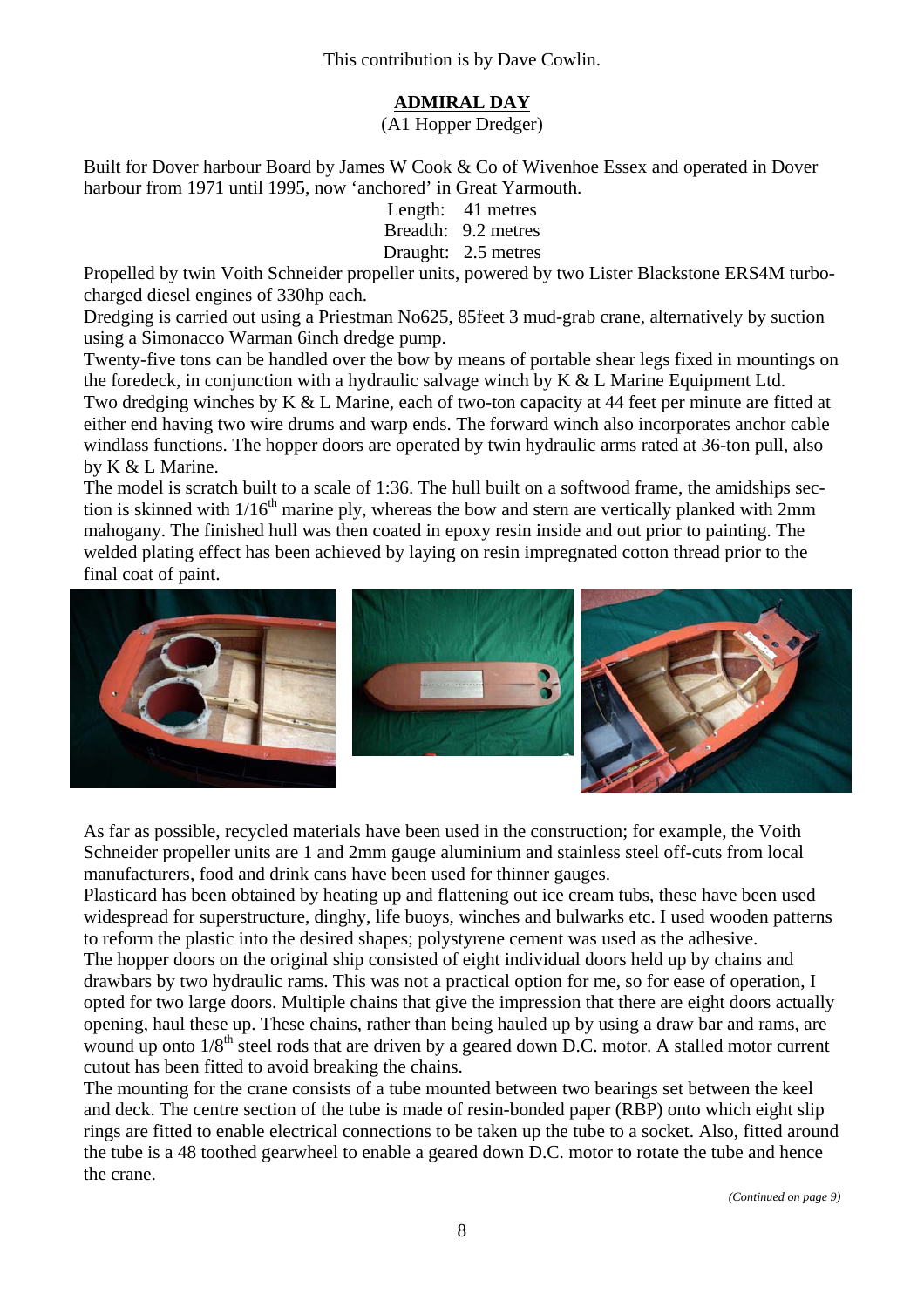This contribution is by Dave Cowlin.

## ADMIRAL DAY

(A1 Hopper Dredger)

Built for Dover harbour Board by James W Cook & Co of Wivenhoe Essex and operated in Dover harbour from 1971 until 1995, now 'anchored' in Great Yarmouth.

Length: 41 metres
Breadth: 9.2 metres
Draught: 2.5 metres

Propelled by twin Voith Schneider propeller units, powered by two Lister Blackstone ERS4M turbo-charged diesel engines of 330hp each.

Dredging is carried out using a Priestman No625, 85feet 3 mud-grab crane, alternatively by suction using a Simonacco Warman 6inch dredge pump.

Twenty-five tons can be handled over the bow by means of portable shear legs fixed in mountings on the foredeck, in conjunction with a hydraulic salvage winch by K & L Marine Equipment Ltd.

Two dredging winches by K & L Marine, each of two-ton capacity at 44 feet per minute are fitted at either end having two wire drums and warp ends. The forward winch also incorporates anchor cable windlass functions. The hopper doors are operated by twin hydraulic arms rated at 36-ton pull, also by K & L Marine.

The model is scratch built to a scale of 1:36. The hull built on a softwood frame, the amidships section is skinned with 1/16th marine ply, whereas the bow and stern are vertically planked with 2mm mahogany. The finished hull was then coated in epoxy resin inside and out prior to painting. The welded plating effect has been achieved by laying on resin impregnated cotton thread prior to the final coat of paint.

As far as possible, recycled materials have been used in the construction; for example, the Voith Schneider propeller units are 1 and 2mm gauge aluminium and stainless steel off-cuts from local manufacturers, food and drink cans have been used for thinner gauges.

Plasticard has been obtained by heating up and flattening out ice cream tubs, these have been used widespread for superstructure, dinghy, life buoys, winches and bulwarks etc. I used wooden patterns to reform the plastic into the desired shapes; polystyrene cement was used as the adhesive.

The hopper doors on the original ship consisted of eight individual doors held up by chains and drawbars by two hydraulic rams. This was not a practical option for me, so for ease of operation, I opted for two large doors. Multiple chains that give the impression that there are eight doors actually opening, haul these up. These chains, rather than being hauled up by using a draw bar and rams, are wound up onto 1/8th steel rods that are driven by a geared down D.C. motor. A stalled motor current cutout has been fitted to avoid breaking the chains.

The mounting for the crane consists of a tube mounted between two bearings set between the keel and deck. The centre section of the tube is made of resin-bonded paper (RBP) onto which eight slip rings are fitted to enable electrical connections to be taken up the tube to a socket. Also, fitted around the tube is a 48 toothed gearwheel to enable a geared down D.C. motor to rotate the tube and hence the crane.

*(Continued on page 9)*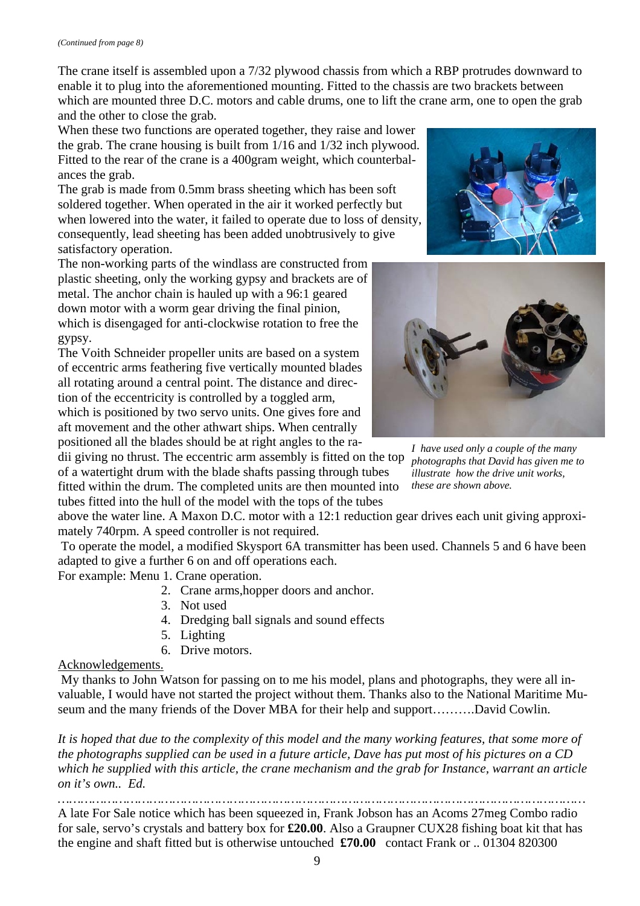*(Continued from page 8)*

The crane itself is assembled upon a 7/32 plywood chassis from which a RBP protrudes downward to enable it to plug into the aforementioned mounting. Fitted to the chassis are two brackets between which are mounted three D.C. motors and cable drums, one to lift the crane arm, one to open the grab and the other to close the grab.

When these two functions are operated together, they raise and lower the grab. The crane housing is built from 1/16 and 1/32 inch plywood. Fitted to the rear of the crane is a 400gram weight, which counterbalances the grab.

The grab is made from 0.5mm brass sheeting which has been soft soldered together. When operated in the air it worked perfectly but when lowered into the water, it failed to operate due to loss of density, consequently, lead sheeting has been added unobtrusively to give satisfactory operation.

The non-working parts of the windlass are constructed from plastic sheeting, only the working gypsy and brackets are of metal. The anchor chain is hauled up with a 96:1 geared down motor with a worm gear driving the final pinion, which is disengaged for anti-clockwise rotation to free the gypsy.

The Voith Schneider propeller units are based on a system of eccentric arms feathering five vertically mounted blades all rotating around a central point. The distance and direction of the eccentricity is controlled by a toggled arm, which is positioned by two servo units. One gives fore and aft movement and the other athwart ships. When centrally positioned all the blades should be at right angles to the radii giving no thrust. The eccentric arm assembly is fitted on the top of a watertight drum with the blade shafts passing through tubes fitted within the drum. The completed units are then mounted into tubes fitted into the hull of the model with the tops of the tubes above the water line. A Maxon D.C. motor with a 12:1 reduction gear drives each unit giving approximately 740rpm. A speed controller is not required.

*I have used only a couple of the many photographs that David has given me to illustrate how the drive unit works, these are shown above.*

To operate the model, a modified Skysport 6A transmitter has been used. Channels 5 and 6 have been adapted to give a further 6 on and off operations each.

For example: Menu 1. Crane operation.
2. Crane arms,hopper doors and anchor.
3. Not used
4. Dredging ball signals and sound effects
5. Lighting
6. Drive motors.

Acknowledgements.

My thanks to John Watson for passing on to me his model, plans and photographs, they were all invaluable, I would have not started the project without them. Thanks also to the National Maritime Museum and the many friends of the Dover MBA for their help and support……….David Cowlin.

*It is hoped that due to the complexity of this model and the many working features, that some more of the photographs supplied can be used in a future article, Dave has put most of his pictures on a CD which he supplied with this article, the crane mechanism and the grab for Instance, warrant an article on it's own.. Ed.*

…………………………………………………………………………………………………………

A late For Sale notice which has been squeezed in, Frank Jobson has an Acoms 27meg Combo radio for sale, servo's crystals and battery box for **£20.00**. Also a Graupner CUX28 fishing boat kit that has the engine and shaft fitted but is otherwise untouched **£70.00** contact Frank or .. 01304 820300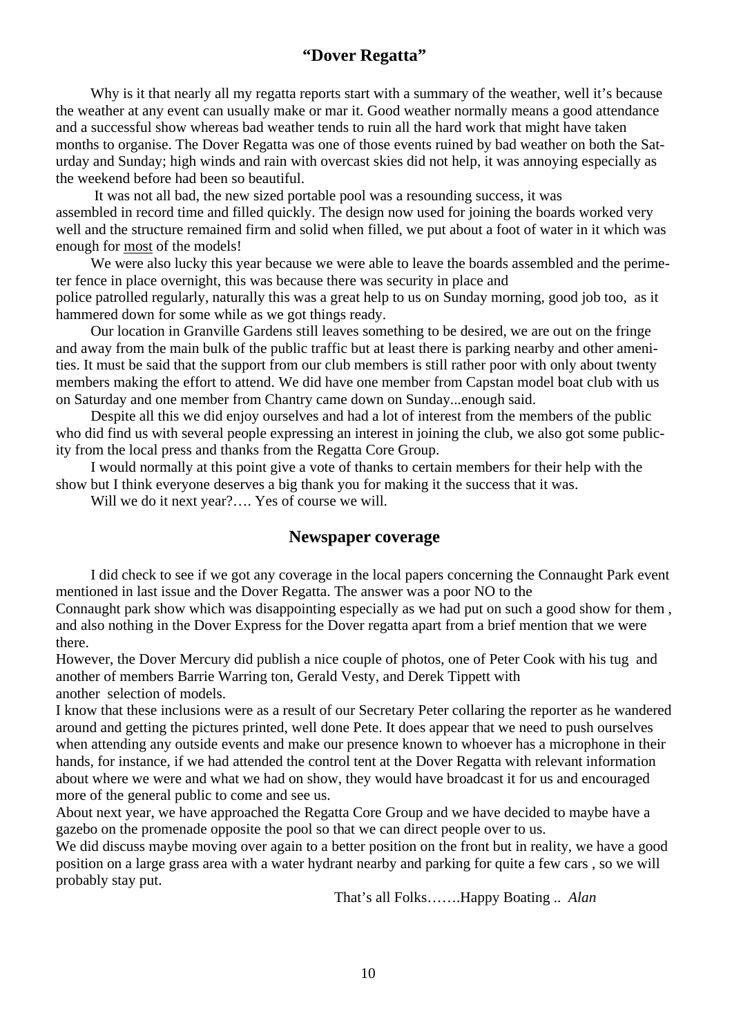## "Dover Regatta"

Why is it that nearly all my regatta reports start with a summary of the weather, well it's because the weather at any event can usually make or mar it. Good weather normally means a good attendance and a successful show whereas bad weather tends to ruin all the hard work that might have taken months to organise. The Dover Regatta was one of those events ruined by bad weather on both the Saturday and Sunday; high winds and rain with overcast skies did not help, it was annoying especially as the weekend before had been so beautiful.

It was not all bad, the new sized portable pool was a resounding success, it was assembled in record time and filled quickly. The design now used for joining the boards worked very well and the structure remained firm and solid when filled, we put about a foot of water in it which was enough for most of the models!

We were also lucky this year because we were able to leave the boards assembled and the perimeter fence in place overnight, this was because there was security in place and police patrolled regularly, naturally this was a great help to us on Sunday morning, good job too, as it hammered down for some while as we got things ready.

Our location in Granville Gardens still leaves something to be desired, we are out on the fringe and away from the main bulk of the public traffic but at least there is parking nearby and other amenities. It must be said that the support from our club members is still rather poor with only about twenty members making the effort to attend. We did have one member from Capstan model boat club with us on Saturday and one member from Chantry came down on Sunday...enough said.

Despite all this we did enjoy ourselves and had a lot of interest from the members of the public who did find us with several people expressing an interest in joining the club, we also got some publicity from the local press and thanks from the Regatta Core Group.

I would normally at this point give a vote of thanks to certain members for their help with the show but I think everyone deserves a big thank you for making it the success that it was.

Will we do it next year?…. Yes of course we will.

## Newspaper coverage

I did check to see if we got any coverage in the local papers concerning the Connaught Park event mentioned in last issue and the Dover Regatta. The answer was a poor NO to the Connaught park show which was disappointing especially as we had put on such a good show for them , and also nothing in the Dover Express for the Dover regatta apart from a brief mention that we were there.

However, the Dover Mercury did publish a nice couple of photos, one of Peter Cook with his tug and another of members Barrie Warring ton, Gerald Vesty, and Derek Tippett with another selection of models.

I know that these inclusions were as a result of our Secretary Peter collaring the reporter as he wandered around and getting the pictures printed, well done Pete. It does appear that we need to push ourselves when attending any outside events and make our presence known to whoever has a microphone in their hands, for instance, if we had attended the control tent at the Dover Regatta with relevant information about where we were and what we had on show, they would have broadcast it for us and encouraged more of the general public to come and see us.

About next year, we have approached the Regatta Core Group and we have decided to maybe have a gazebo on the promenade opposite the pool so that we can direct people over to us.

We did discuss maybe moving over again to a better position on the front but in reality, we have a good position on a large grass area with a water hydrant nearby and parking for quite a few cars , so we will probably stay put.

That's all Folks…….Happy Boating .. *Alan*